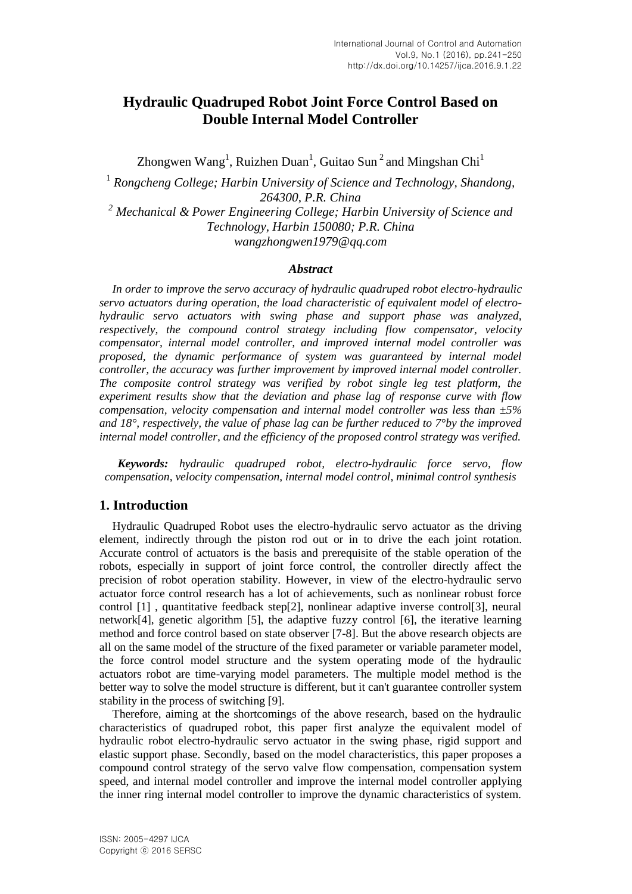# Hydraulic Quadruped Robot Joint Force Control Based on Double Internal Model Controller

Zhongwen Wang[1], Ruizhen Duan[1], Guitao Sun[2] and Mingshan Chi[1]

[1] *Rongcheng College; Harbin University of Science and Technology, Shandong, 264300, P.R. China*

[2] *Mechanical & Power Engineering College; Harbin University of Science and Technology, Harbin 150080; P.R. China*

*wangzhongwen1979@qq.com*

### *Abstract*

*In order to improve the servo accuracy of hydraulic quadruped robot electro-hydraulic servo actuators during operation, the load characteristic of equivalent model of electro-hydraulic servo actuators with swing phase and support phase was analyzed, respectively, the compound control strategy including flow compensator, velocity compensator, internal model controller, and improved internal model controller was proposed, the dynamic performance of system was guaranteed by internal model controller, the accuracy was further improvement by improved internal model controller. The composite control strategy was verified by robot single leg test platform, the experiment results show that the deviation and phase lag of response curve with flow compensation, velocity compensation and internal model controller was less than ±5% and 18°, respectively, the value of phase lag can be further reduced to 7°by the improved internal model controller, and the efficiency of the proposed control strategy was verified.*

***Keywords:*** *hydraulic quadruped robot, electro-hydraulic force servo, flow compensation, velocity compensation, internal model control, minimal control synthesis*

## 1. Introduction

Hydraulic Quadruped Robot uses the electro-hydraulic servo actuator as the driving element, indirectly through the piston rod out or in to drive the each joint rotation. Accurate control of actuators is the basis and prerequisite of the stable operation of the robots, especially in support of joint force control, the controller directly affect the precision of robot operation stability. However, in view of the electro-hydraulic servo actuator force control research has a lot of achievements, such as nonlinear robust force control [1] , quantitative feedback step[2], nonlinear adaptive inverse control[3], neural network[4], genetic algorithm [5], the adaptive fuzzy control [6], the iterative learning method and force control based on state observer [7-8]. But the above research objects are all on the same model of the structure of the fixed parameter or variable parameter model, the force control model structure and the system operating mode of the hydraulic actuators robot are time-varying model parameters. The multiple model method is the better way to solve the model structure is different, but it can't guarantee controller system stability in the process of switching [9].

Therefore, aiming at the shortcomings of the above research, based on the hydraulic characteristics of quadruped robot, this paper first analyze the equivalent model of hydraulic robot electro-hydraulic servo actuator in the swing phase, rigid support and elastic support phase. Secondly, based on the model characteristics, this paper proposes a compound control strategy of the servo valve flow compensation, compensation system speed, and internal model controller and improve the internal model controller applying the inner ring internal model controller to improve the dynamic characteristics of system.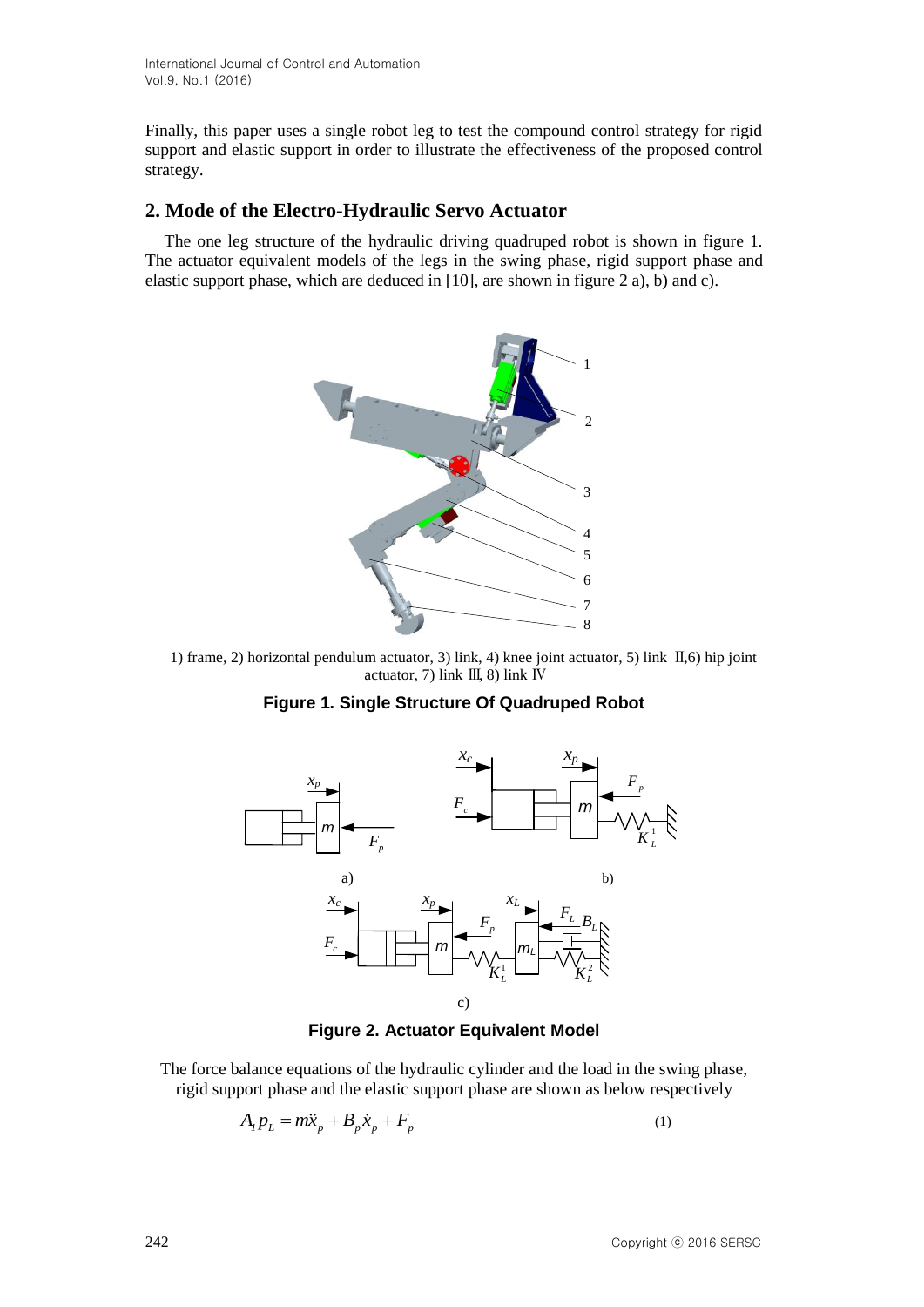Finally, this paper uses a single robot leg to test the compound control strategy for rigid support and elastic support in order to illustrate the effectiveness of the proposed control strategy.

## 2. Mode of the Electro-Hydraulic Servo Actuator

The one leg structure of the hydraulic driving quadruped robot is shown in figure 1. The actuator equivalent models of the legs in the swing phase, rigid support phase and elastic support phase, which are deduced in [10], are shown in figure 2 a), b) and c).

1) frame, 2) horizontal pendulum actuator, 3) link, 4) knee joint actuator, 5) link Ⅱ,6) hip joint actuator, 7) link Ⅲ, 8) link Ⅳ

**Figure 1. Single Structure Of Quadruped Robot**

**Figure 2. Actuator Equivalent Model**

The force balance equations of the hydraulic cylinder and the load in the swing phase, rigid support phase and the elastic support phase are shown as below respectively

$$A_1 p_L = m\ddot{x}_p + B_p \dot{x}_p + F_p \tag{1}$$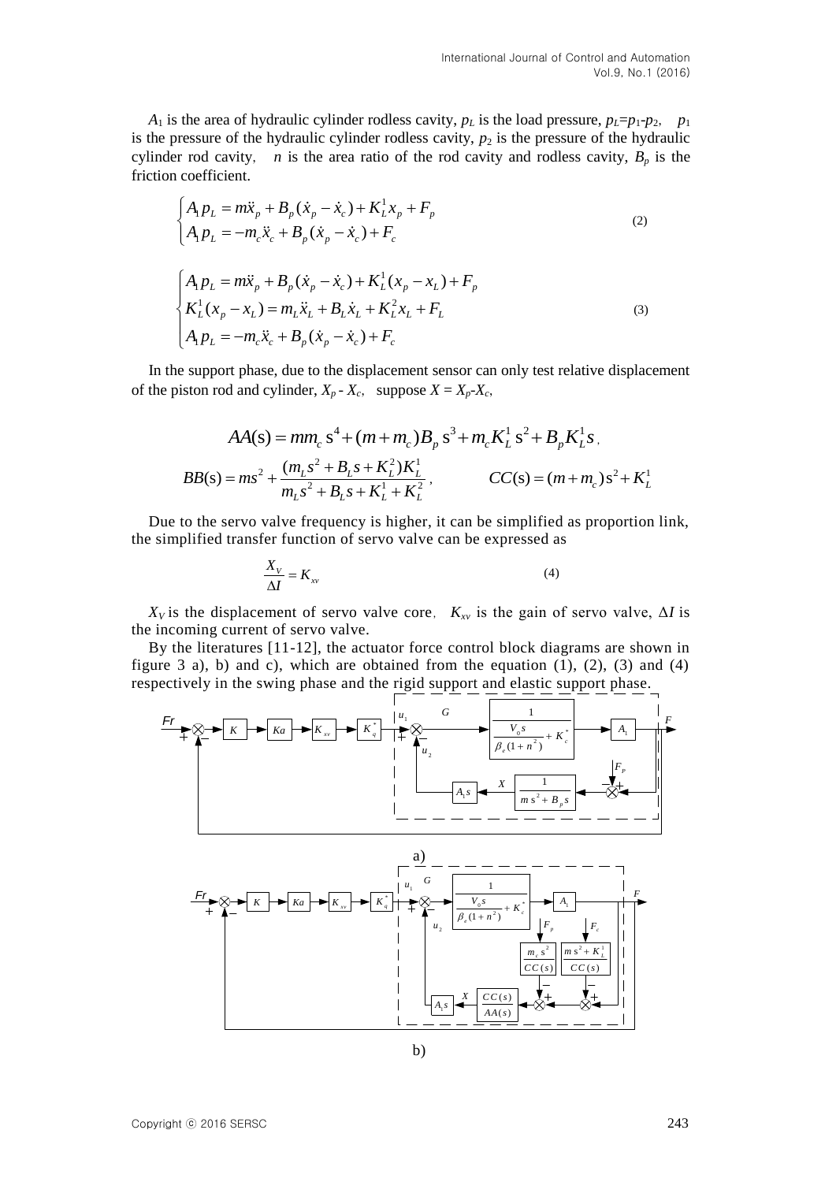$A_1$ is the area of hydraulic cylinder rodless cavity, $p_L$ is the load pressure, $p_L$=$p_1$-$p_2$, $p_1$ is the pressure of the hydraulic cylinder rodless cavity, $p_2$ is the pressure of the hydraulic cylinder rod cavity, $n$ is the area ratio of the rod cavity and rodless cavity, $B_p$ is the friction coefficient.

$$\begin{cases} A_1 p_L = m\ddot{x}_p + B_p(\dot{x}_p - \dot{x}_c) + K_L^1 x_p + F_p \\ A_1 p_L = -m_c \ddot{x}_c + B_p(\dot{x}_p - \dot{x}_c) + F_c \end{cases} \tag{2}$$

$$\begin{cases} A_1 p_L = m\ddot{x}_p + B_p(\dot{x}_p - \dot{x}_c) + K_L^1(x_p - x_L) + F_p \\ K_L^1(x_p - x_L) = m_L \ddot{x}_L + B_L \dot{x}_L + K_L^2 x_L + F_L \\ A_1 p_L = -m_c \ddot{x}_c + B_p(\dot{x}_p - \dot{x}_c) + F_c \end{cases} \tag{3}$$

In the support phase, due to the displacement sensor can only test relative displacement of the piston rod and cylinder, $X_p$ - $X_c$, suppose $X = X_p$-$X_c$,

$$AA(s) = mm_c s^4 + (m + m_c)B_p s^3 + m_c K_L^1 s^2 + B_p K_L^1 s,$$

$$BB(s) = ms^2 + \frac{(m_L s^2 + B_L s + K_L^2)K_L^1}{m_L s^2 + B_L s + K_L^1 + K_L^2}, \qquad CC(s) = (m + m_c)s^2 + K_L^1$$

Due to the servo valve frequency is higher, it can be simplified as proportion link, the simplified transfer function of servo valve can be expressed as

$$\frac{X_V}{\Delta I} = K_{xv} \tag{4}$$

$X_V$ is the displacement of servo valve core, $K_{xv}$ is the gain of servo valve, $\Delta I$ is the incoming current of servo valve.

By the literatures [11-12], the actuator force control block diagrams are shown in figure 3 a), b) and c), which are obtained from the equation (1), (2), (3) and (4) respectively in the swing phase and the rigid support and elastic support phase.

a)

b)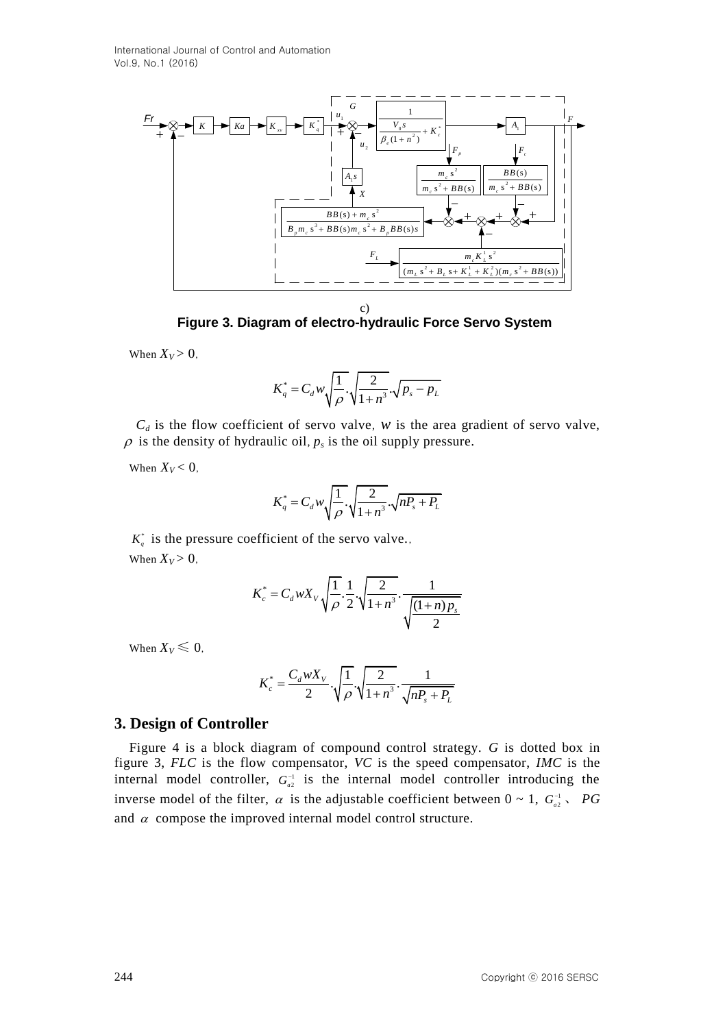c)

**Figure 3. Diagram of electro-hydraulic Force Servo System**

When $X_V > 0$,

$$K_q^* = C_d w \sqrt{\frac{1}{\rho}} \cdot \sqrt{\frac{2}{1+n^3}} \cdot \sqrt{p_s - p_L}$$

$C_d$ is the flow coefficient of servo valve, $w$ is the area gradient of servo valve, $\rho$ is the density of hydraulic oil, $p_s$ is the oil supply pressure.

When $X_V < 0$,

$$K_q^* = C_d w \sqrt{\frac{1}{\rho}} \cdot \sqrt{\frac{2}{1+n^3}} \cdot \sqrt{nP_s + P_L}$$

$K_q^*$ is the pressure coefficient of the servo valve.,

When $X_V > 0$,

$$K_c^* = C_d w X_V \sqrt{\frac{1}{\rho}} \cdot \frac{1}{2} \cdot \sqrt{\frac{2}{1+n^3}} \cdot \frac{1}{\sqrt{\frac{(1+n)p_s}{2}}}$$

When $X_V \leqslant 0$,

$$K_c^* = \frac{C_d w X_V}{2} \cdot \sqrt{\frac{1}{\rho}} \cdot \sqrt{\frac{2}{1+n^3}} \cdot \frac{1}{\sqrt{nP_s + P_L}}$$

## 3. Design of Controller

Figure 4 is a block diagram of compound control strategy. *G* is dotted box in figure 3, *FLC* is the flow compensator, *VC* is the speed compensator, *IMC* is the internal model controller, $G_{a2}^{-1}$ is the internal model controller introducing the inverse model of the filter, $\alpha$ is the adjustable coefficient between 0 ~ 1, $G_{a2}^{-1}$、 *PG* and $\alpha$ compose the improved internal model control structure.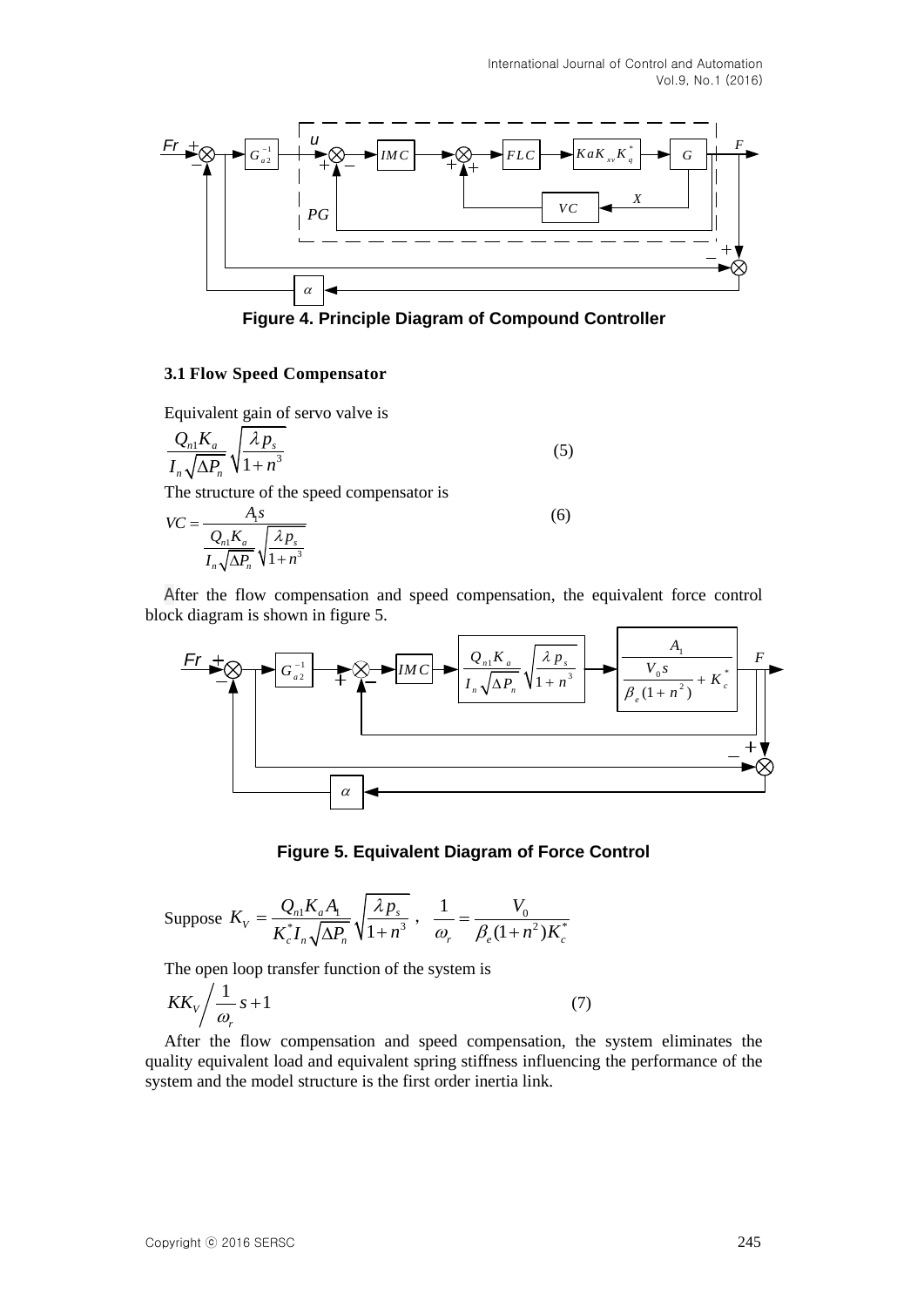Figure 4. Principle Diagram of Compound Controller

### 3.1 Flow Speed Compensator

Equivalent gain of servo valve is

$$\frac{Q_{n1}K_a}{I_n\sqrt{\Delta P_n}}\sqrt{\frac{\lambda p_s}{1+n^3}} \tag{5}$$

The structure of the speed compensator is

$$VC = \frac{A_1 s}{\dfrac{Q_{n1}K_a}{I_n\sqrt{\Delta P_n}}\sqrt{\dfrac{\lambda p_s}{1+n^3}}} \tag{6}$$

After the flow compensation and speed compensation, the equivalent force control block diagram is shown in figure 5.

Figure 5. Equivalent Diagram of Force Control

Suppose $K_V = \dfrac{Q_{n1}K_a A_1}{K_c^* I_n\sqrt{\Delta P_n}}\sqrt{\dfrac{\lambda p_s}{1+n^3}}$ , $\dfrac{1}{\omega_r} = \dfrac{V_0}{\beta_e(1+n^2)K_c^*}$

The open loop transfer function of the system is

$$KK_V \bigg/ \frac{1}{\omega_r}s+1 \tag{7}$$

After the flow compensation and speed compensation, the system eliminates the quality equivalent load and equivalent spring stiffness influencing the performance of the system and the model structure is the first order inertia link.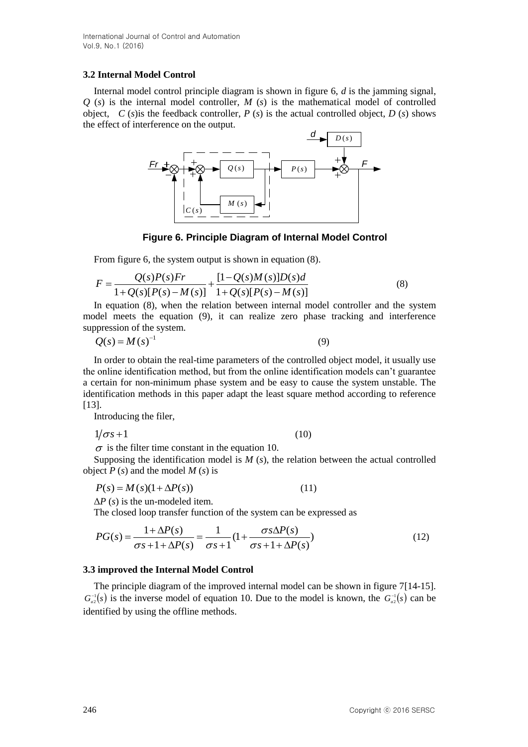### 3.2 Internal Model Control

Internal model control principle diagram is shown in figure 6, *d* is the jamming signal, *Q* (*s*) is the internal model controller, *M* (*s*) is the mathematical model of controlled object, *C* (*s*)is the feedback controller, *P* (*s*) is the actual controlled object, *D* (*s*) shows the effect of interference on the output.

**Figure 6. Principle Diagram of Internal Model Control**

From figure 6, the system output is shown in equation (8).

$$F = \frac{Q(s)P(s)Fr}{1+Q(s)[P(s)-M(s)]} + \frac{[1-Q(s)M(s)]D(s)d}{1+Q(s)[P(s)-M(s)]} \tag{8}$$

In equation (8), when the relation between internal model controller and the system model meets the equation (9), it can realize zero phase tracking and interference suppression of the system.

$$Q(s) = M(s)^{-1} \tag{9}$$

In order to obtain the real-time parameters of the controlled object model, it usually use the online identification method, but from the online identification models can't guarantee a certain for non-minimum phase system and be easy to cause the system unstable. The identification methods in this paper adapt the least square method according to reference [13].

Introducing the filer,

$$1/\sigma s + 1 \tag{10}$$

$\sigma$ is the filter time constant in the equation 10.

Supposing the identification model is *M* (*s*), the relation between the actual controlled object *P* (*s*) and the model *M* (*s*) is

$$P(s) = M(s)(1+\Delta P(s)) \tag{11}$$

$\Delta P$ (*s*) is the un-modeled item.

The closed loop transfer function of the system can be expressed as

$$PG(s) = \frac{1+\Delta P(s)}{\sigma s+1+\Delta P(s)} = \frac{1}{\sigma s+1}\left(1+\frac{\sigma s \Delta P(s)}{\sigma s+1+\Delta P(s)}\right) \tag{12}$$

### 3.3 improved the Internal Model Control

The principle diagram of the improved internal model can be shown in figure 7[14-15]. $G_{a2}^{-1}(s)$ is the inverse model of equation 10. Due to the model is known, the $G_{a2}^{-1}(s)$ can be identified by using the offline methods.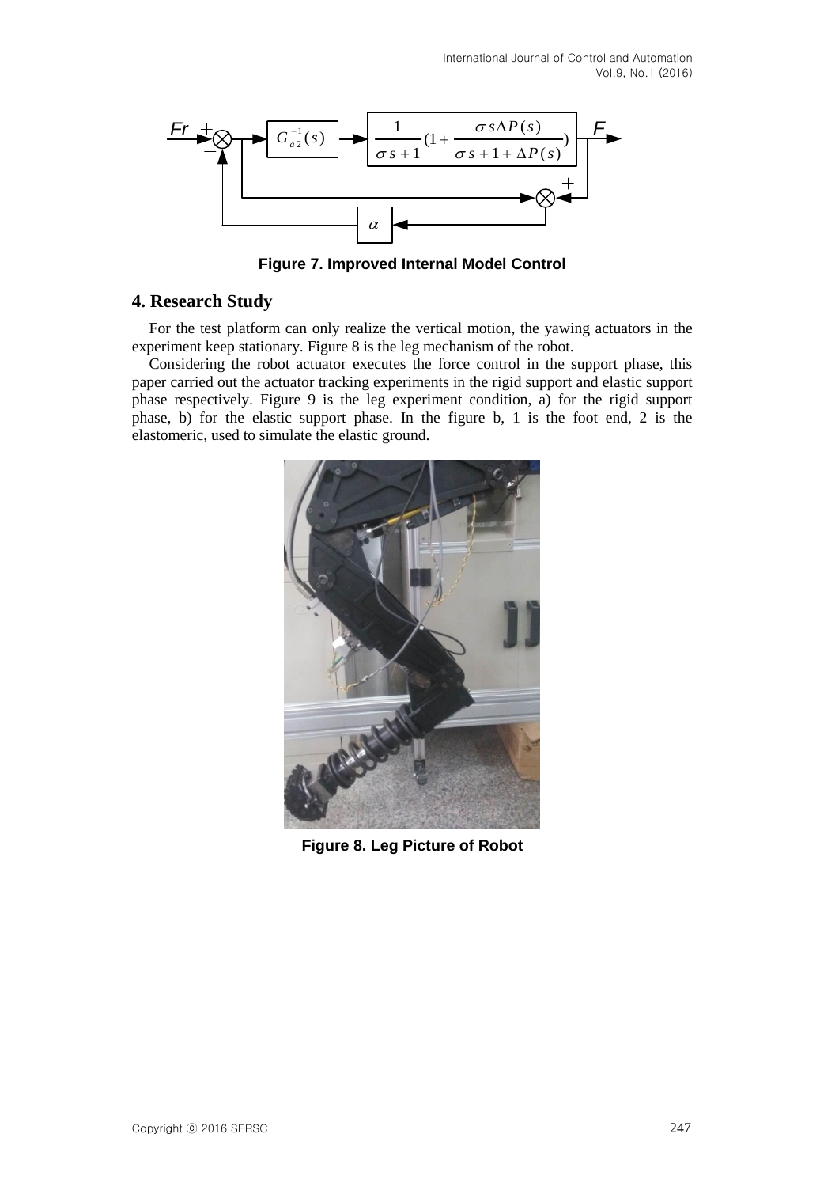Figure 7. Improved Internal Model Control

## 4. Research Study

For the test platform can only realize the vertical motion, the yawing actuators in the experiment keep stationary. Figure 8 is the leg mechanism of the robot.

Considering the robot actuator executes the force control in the support phase, this paper carried out the actuator tracking experiments in the rigid support and elastic support phase respectively. Figure 9 is the leg experiment condition, a) for the rigid support phase, b) for the elastic support phase. In the figure b, 1 is the foot end, 2 is the elastomeric, used to simulate the elastic ground.

Figure 8. Leg Picture of Robot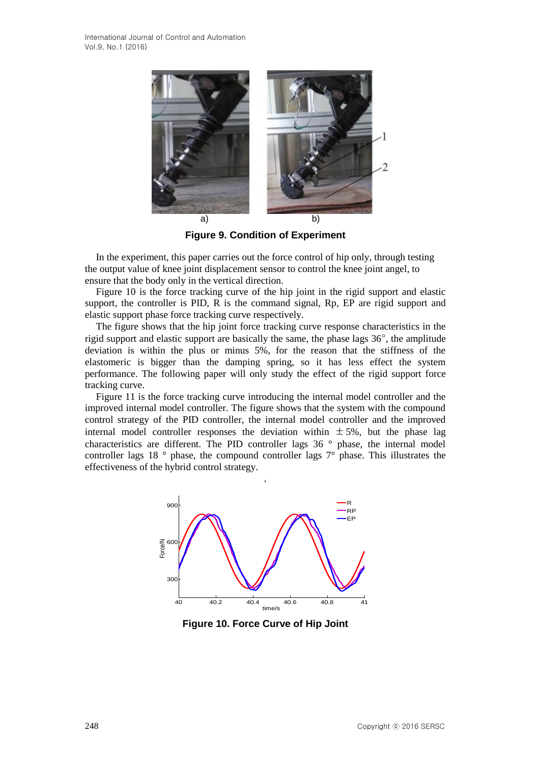**Figure 9. Condition of Experiment**

In the experiment, this paper carries out the force control of hip only, through testing the output value of knee joint displacement sensor to control the knee joint angel, to ensure that the body only in the vertical direction.

Figure 10 is the force tracking curve of the hip joint in the rigid support and elastic support, the controller is PID, R is the command signal, Rp, EP are rigid support and elastic support phase force tracking curve respectively.

The figure shows that the hip joint force tracking curve response characteristics in the rigid support and elastic support are basically the same, the phase lags 36°, the amplitude deviation is within the plus or minus 5%, for the reason that the stiffness of the elastomeric is bigger than the damping spring, so it has less effect the system performance. The following paper will only study the effect of the rigid support force tracking curve.

Figure 11 is the force tracking curve introducing the internal model controller and the improved internal model controller. The figure shows that the system with the compound control strategy of the PID controller, the internal model controller and the improved internal model controller responses the deviation within ±5%, but the phase lag characteristics are different. The PID controller lags 36 ° phase, the internal model controller lags 18 ° phase, the compound controller lags 7° phase. This illustrates the effectiveness of the hybrid control strategy.

**Figure 10. Force Curve of Hip Joint**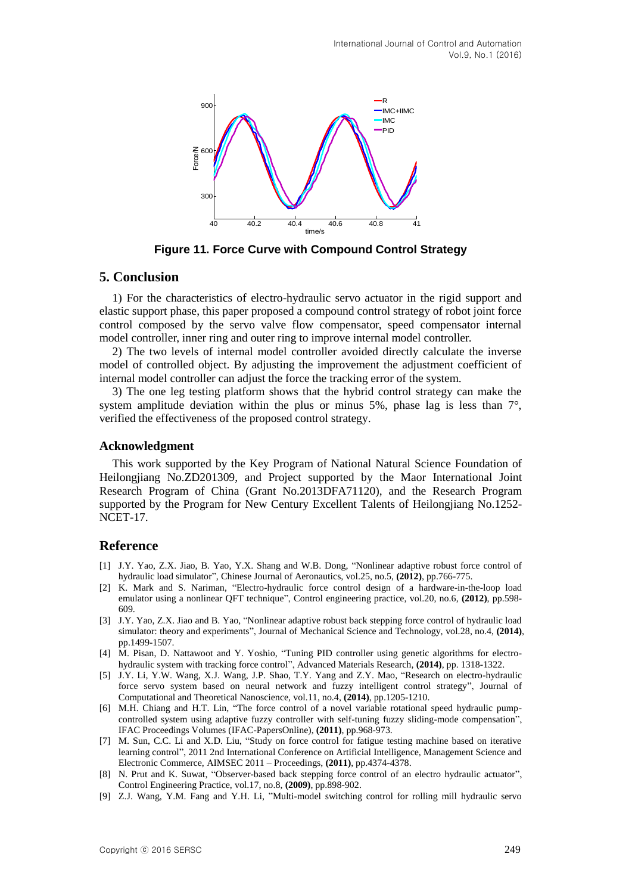**Figure 11. Force Curve with Compound Control Strategy**

## 5. Conclusion

1) For the characteristics of electro-hydraulic servo actuator in the rigid support and elastic support phase, this paper proposed a compound control strategy of robot joint force control composed by the servo valve flow compensator, speed compensator internal model controller, inner ring and outer ring to improve internal model controller.

2) The two levels of internal model controller avoided directly calculate the inverse model of controlled object. By adjusting the improvement the adjustment coefficient of internal model controller can adjust the force the tracking error of the system.

3) The one leg testing platform shows that the hybrid control strategy can make the system amplitude deviation within the plus or minus 5%, phase lag is less than 7°, verified the effectiveness of the proposed control strategy.

### Acknowledgment

This work supported by the Key Program of National Natural Science Foundation of Heilongjiang No.ZD201309, and Project supported by the Maor International Joint Research Program of China (Grant No.2013DFA71120), and the Research Program supported by the Program for New Century Excellent Talents of Heilongjiang No.1252-NCET-17.

## Reference

[1] J.Y. Yao, Z.X. Jiao, B. Yao, Y.X. Shang and W.B. Dong, "Nonlinear adaptive robust force control of hydraulic load simulator", Chinese Journal of Aeronautics, vol.25, no.5, **(2012)**, pp.766-775.

[2] K. Mark and S. Nariman, "Electro-hydraulic force control design of a hardware-in-the-loop load emulator using a nonlinear QFT technique", Control engineering practice, vol.20, no.6, **(2012)**, pp.598-609.

[3] J.Y. Yao, Z.X. Jiao and B. Yao, "Nonlinear adaptive robust back stepping force control of hydraulic load simulator: theory and experiments", Journal of Mechanical Science and Technology, vol.28, no.4, **(2014)**, pp.1499-1507.

[4] M. Pisan, D. Nattawoot and Y. Yoshio, "Tuning PID controller using genetic algorithms for electro-hydraulic system with tracking force control", Advanced Materials Research, **(2014)**, pp. 1318-1322.

[5] J.Y. Li, Y.W. Wang, X.J. Wang, J.P. Shao, T.Y. Yang and Z.Y. Mao, "Research on electro-hydraulic force servo system based on neural network and fuzzy intelligent control strategy", Journal of Computational and Theoretical Nanoscience, vol.11, no.4, **(2014)**, pp.1205-1210.

[6] M.H. Chiang and H.T. Lin, "The force control of a novel variable rotational speed hydraulic pump-controlled system using adaptive fuzzy controller with self-tuning fuzzy sliding-mode compensation", IFAC Proceedings Volumes (IFAC-PapersOnline), **(2011)**, pp.968-973.

[7] M. Sun, C.C. Li and X.D. Liu, "Study on force control for fatigue testing machine based on iterative learning control", 2011 2nd International Conference on Artificial Intelligence, Management Science and Electronic Commerce, AIMSEC 2011 – Proceedings, **(2011)**, pp.4374-4378.

[8] N. Prut and K. Suwat, "Observer-based back stepping force control of an electro hydraulic actuator", Control Engineering Practice, vol.17, no.8, **(2009)**, pp.898-902.

[9] Z.J. Wang, Y.M. Fang and Y.H. Li, "Multi-model switching control for rolling mill hydraulic servo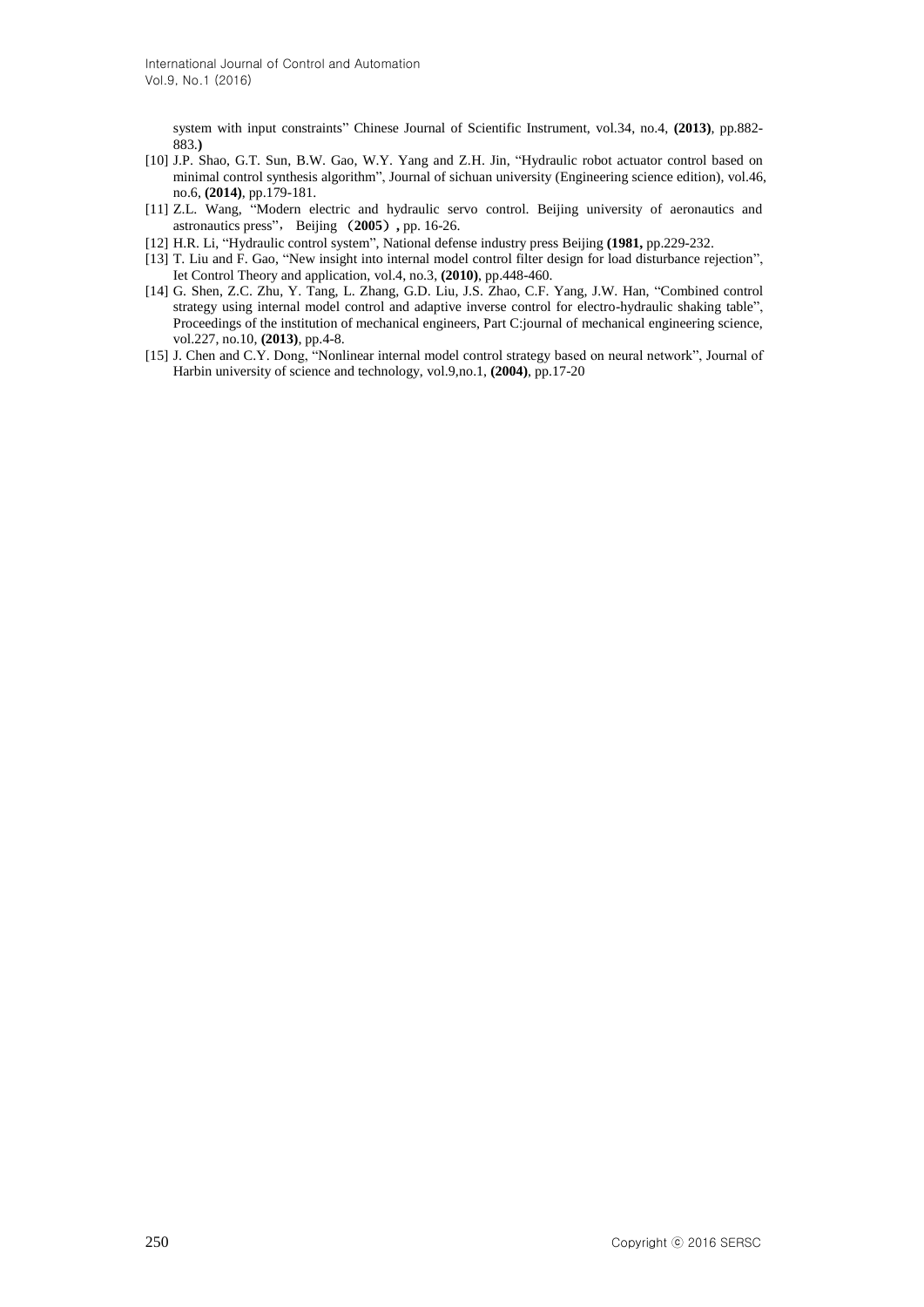system with input constraints" Chinese Journal of Scientific Instrument, vol.34, no.4, **(2013)**, pp.882-883.**)**

[10] J.P. Shao, G.T. Sun, B.W. Gao, W.Y. Yang and Z.H. Jin, "Hydraulic robot actuator control based on minimal control synthesis algorithm", Journal of sichuan university (Engineering science edition), vol.46, no.6, **(2014)**, pp.179-181.

[11] Z.L. Wang, "Modern electric and hydraulic servo control. Beijing university of aeronautics and astronautics press", Beijing **（2005）,** pp. 16-26.

[12] H.R. Li, "Hydraulic control system", National defense industry press Beijing **(1981,** pp.229-232.

[13] T. Liu and F. Gao, "New insight into internal model control filter design for load disturbance rejection", Iet Control Theory and application, vol.4, no.3, **(2010)**, pp.448-460.

[14] G. Shen, Z.C. Zhu, Y. Tang, L. Zhang, G.D. Liu, J.S. Zhao, C.F. Yang, J.W. Han, "Combined control strategy using internal model control and adaptive inverse control for electro-hydraulic shaking table", Proceedings of the institution of mechanical engineers, Part C:journal of mechanical engineering science, vol.227, no.10, **(2013)**, pp.4-8.

[15] J. Chen and C.Y. Dong, "Nonlinear internal model control strategy based on neural network", Journal of Harbin university of science and technology, vol.9,no.1, **(2004)**, pp.17-20